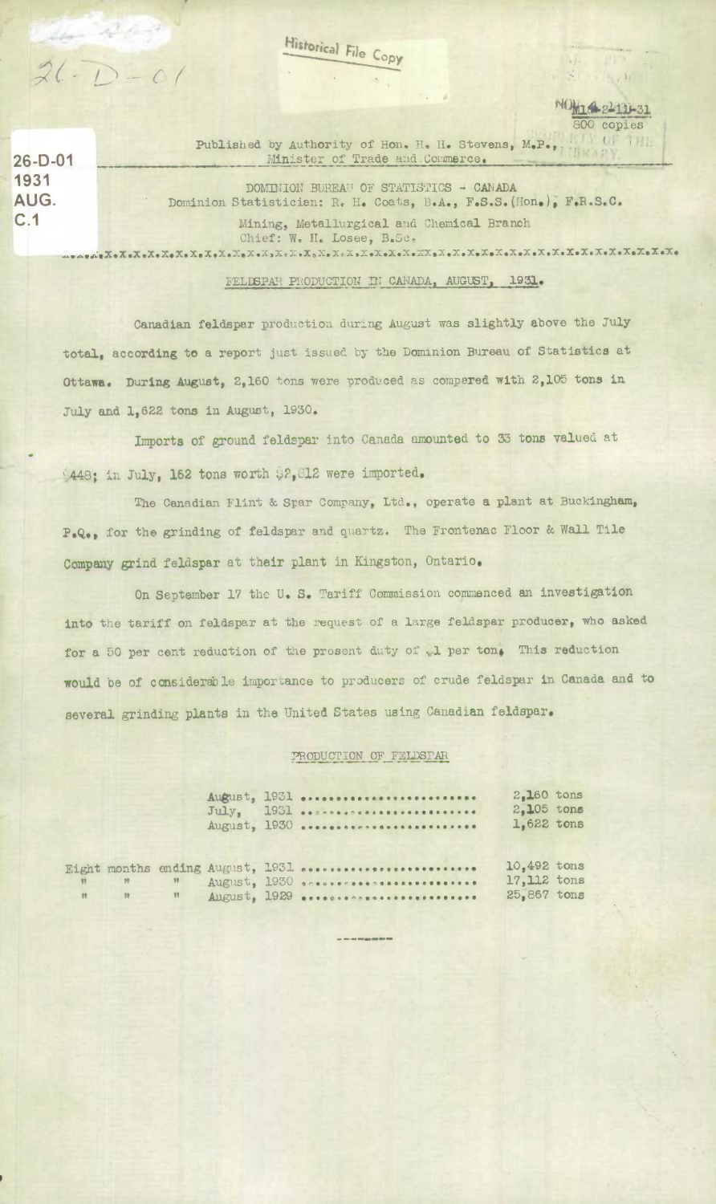Historical File Copy

26-D-01
1931
AUG.
C.1

800 copies

Published by Authority of Hon. H. H. Stevens, M.P.,
Minister of Trade and Commerce.

DOMINION BUREAU OF STATISTICS - CANADA
Dominion Statistician: R. H. Coats, B.A., F.S.S.(Hon.), F.R.S.C.

Mining, Metallurgical and Chemical Branch
Chief: W. H. Losee, B.Sc.

## FELDSPAR PRODUCTION IN CANADA, AUGUST, 1931.

Canadian feldspar production during August was slightly above the July total, according to a report just issued by the Dominion Bureau of Statistics at Ottawa. During August, 2,160 tons were produced as compared with 2,105 tons in July and 1,622 tons in August, 1930.

Imports of ground feldspar into Canada amounted to 33 tons valued at $448; in July, 162 tons worth $2,812 were imported.

The Canadian Flint & Spar Company, Ltd., operate a plant at Buckingham, P.Q., for the grinding of feldspar and quartz. The Frontenac Floor & Wall Tile Company grind feldspar at their plant in Kingston, Ontario.

On September 17 the U. S. Tariff Commission commenced an investigation into the tariff on feldspar at the request of a large feldspar producer, who asked for a 50 per cent reduction of the present duty of $1 per ton. This reduction would be of considerable importance to producers of crude feldspar in Canada and to several grinding plants in the United States using Canadian feldspar.

### PRODUCTION OF FELDSPAR

| | |
|---|---|
| August, 1931 | 2,160 tons |
| July, 1931 | 2,105 tons |
| August, 1930 | 1,622 tons |
| | |
| Eight months ending August, 1931 | 10,492 tons |
| " " " August, 1930 | 17,112 tons |
| " " " August, 1929 | 25,867 tons |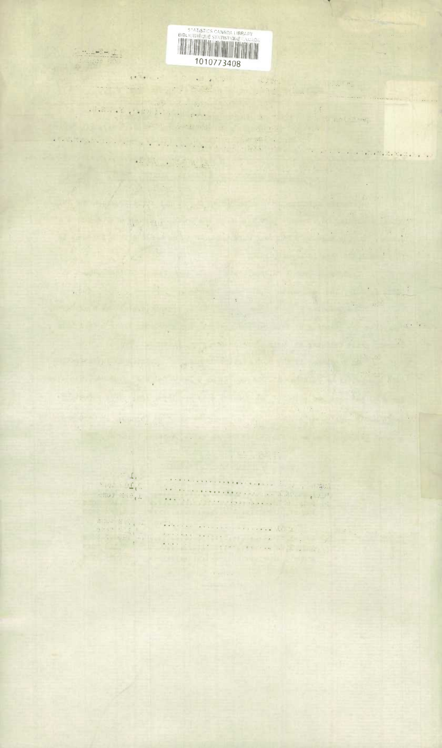STATISTICS CANADA LIBRARY
BIBLIOTHÈQUE STATISTIQUE CANADA

1010773408